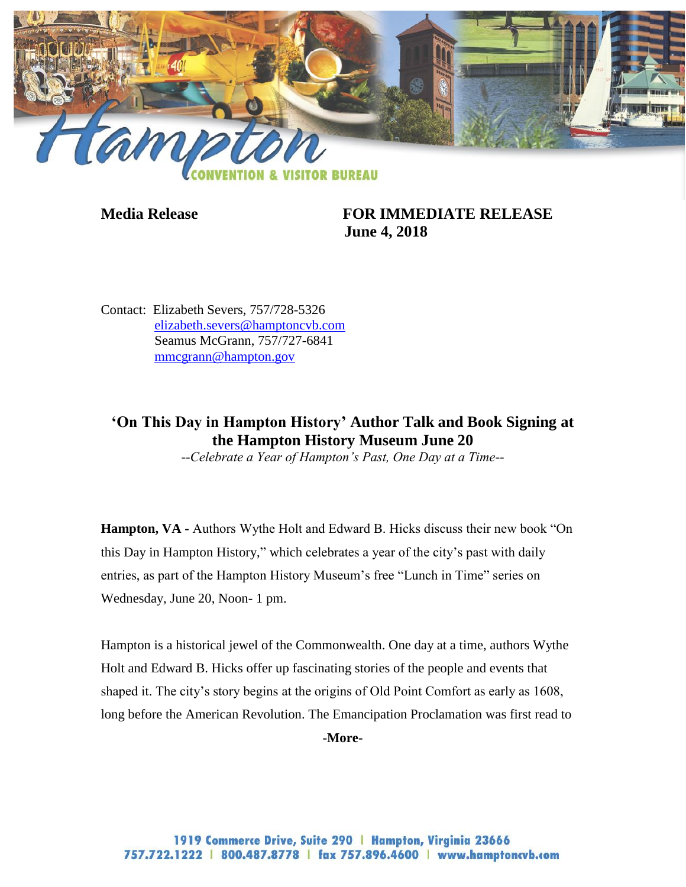**Media Release** **FOR IMMEDIATE RELEASE**
**June 4, 2018**

Contact: Elizabeth Severs, 757/728-5326
elizabeth.severs@hamptoncvb.com
Seamus McGrann, 757/727-6841
mmcgrann@hampton.gov

## ‘On This Day in Hampton History’ Author Talk and Book Signing at the Hampton History Museum June 20

*--Celebrate a Year of Hampton’s Past, One Day at a Time--*

**Hampton, VA -** Authors Wythe Holt and Edward B. Hicks discuss their new book “On this Day in Hampton History,” which celebrates a year of the city’s past with daily entries, as part of the Hampton History Museum’s free “Lunch in Time” series on Wednesday, June 20, Noon- 1 pm.

Hampton is a historical jewel of the Commonwealth. One day at a time, authors Wythe Holt and Edward B. Hicks offer up fascinating stories of the people and events that shaped it. The city’s story begins at the origins of Old Point Comfort as early as 1608, long before the American Revolution. The Emancipation Proclamation was first read to

**-More-**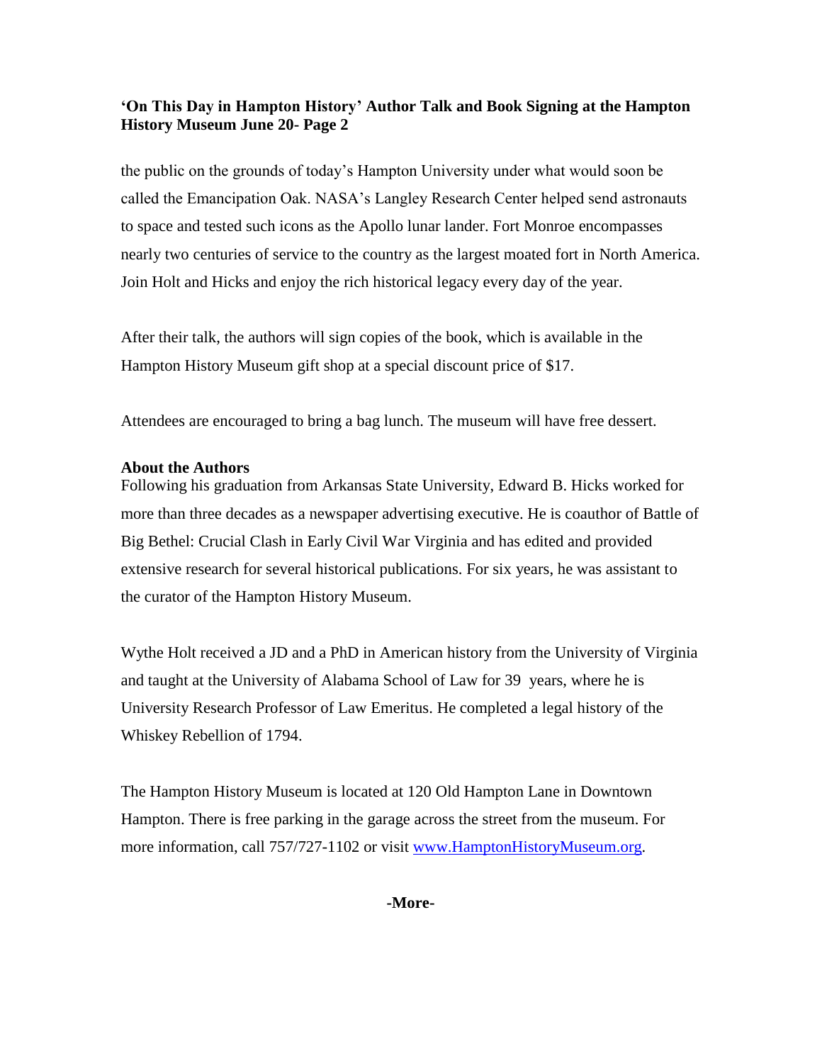the public on the grounds of today's Hampton University under what would soon be called the Emancipation Oak. NASA's Langley Research Center helped send astronauts to space and tested such icons as the Apollo lunar lander. Fort Monroe encompasses nearly two centuries of service to the country as the largest moated fort in North America. Join Holt and Hicks and enjoy the rich historical legacy every day of the year.

After their talk, the authors will sign copies of the book, which is available in the Hampton History Museum gift shop at a special discount price of $17.

Attendees are encouraged to bring a bag lunch. The museum will have free dessert.

**About the Authors**

Following his graduation from Arkansas State University, Edward B. Hicks worked for more than three decades as a newspaper advertising executive. He is coauthor of Battle of Big Bethel: Crucial Clash in Early Civil War Virginia and has edited and provided extensive research for several historical publications. For six years, he was assistant to the curator of the Hampton History Museum.

Wythe Holt received a JD and a PhD in American history from the University of Virginia and taught at the University of Alabama School of Law for 39 years, where he is University Research Professor of Law Emeritus. He completed a legal history of the Whiskey Rebellion of 1794.

The Hampton History Museum is located at 120 Old Hampton Lane in Downtown Hampton. There is free parking in the garage across the street from the museum. For more information, call 757/727-1102 or visit [www.HamptonHistoryMuseum.org](http://www.HamptonHistoryMuseum.org).

**-More-**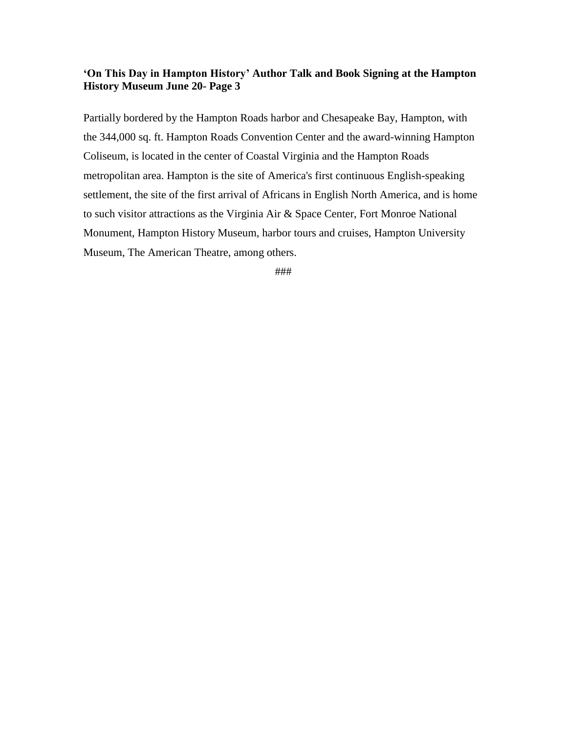Partially bordered by the Hampton Roads harbor and Chesapeake Bay, Hampton, with the 344,000 sq. ft. Hampton Roads Convention Center and the award-winning Hampton Coliseum, is located in the center of Coastal Virginia and the Hampton Roads metropolitan area. Hampton is the site of America's first continuous English-speaking settlement, the site of the first arrival of Africans in English North America, and is home to such visitor attractions as the Virginia Air & Space Center, Fort Monroe National Monument, Hampton History Museum, harbor tours and cruises, Hampton University Museum, The American Theatre, among others.

###